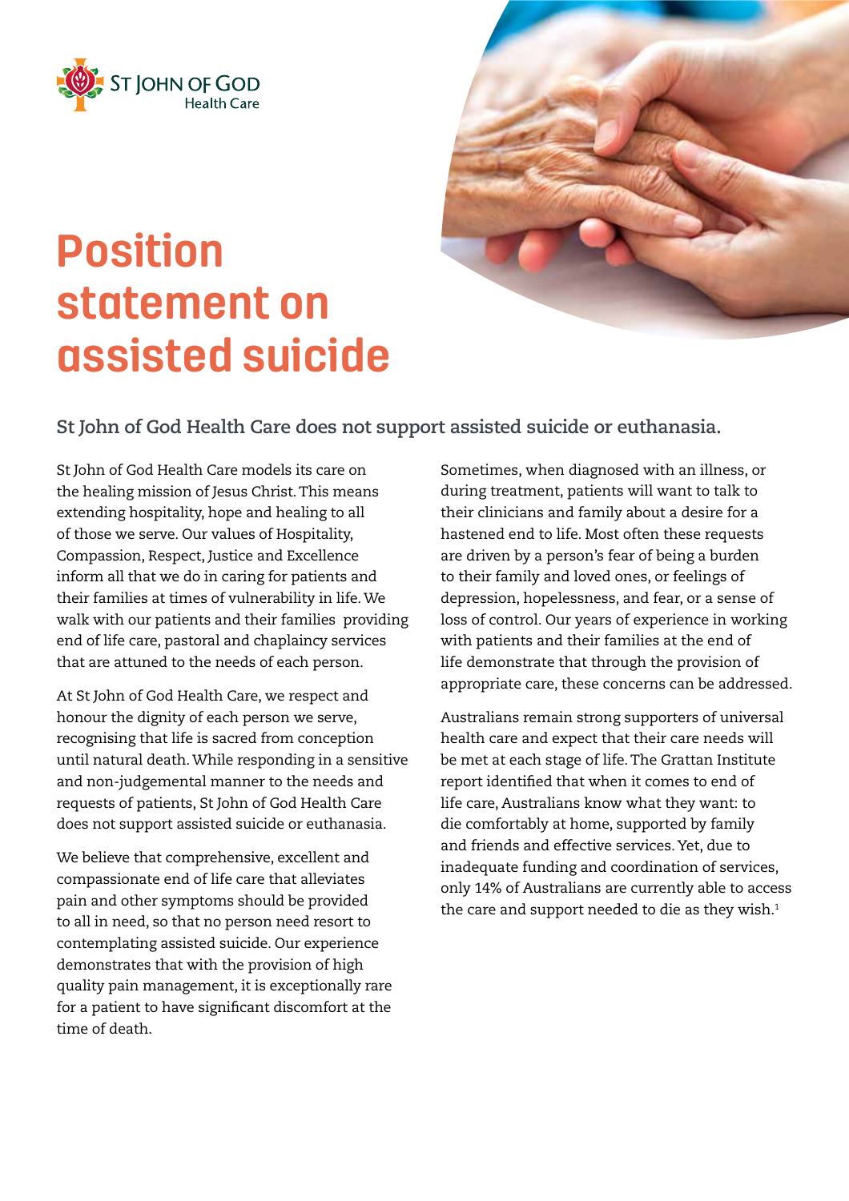ST JOHN OF GOD Health Care

# Position statement on assisted suicide

**St John of God Health Care does not support assisted suicide or euthanasia.**

St John of God Health Care models its care on the healing mission of Jesus Christ. This means extending hospitality, hope and healing to all of those we serve. Our values of Hospitality, Compassion, Respect, Justice and Excellence inform all that we do in caring for patients and their families at times of vulnerability in life. We walk with our patients and their families providing end of life care, pastoral and chaplaincy services that are attuned to the needs of each person.

At St John of God Health Care, we respect and honour the dignity of each person we serve, recognising that life is sacred from conception until natural death. While responding in a sensitive and non-judgemental manner to the needs and requests of patients, St John of God Health Care does not support assisted suicide or euthanasia.

We believe that comprehensive, excellent and compassionate end of life care that alleviates pain and other symptoms should be provided to all in need, so that no person need resort to contemplating assisted suicide. Our experience demonstrates that with the provision of high quality pain management, it is exceptionally rare for a patient to have significant discomfort at the time of death.

Sometimes, when diagnosed with an illness, or during treatment, patients will want to talk to their clinicians and family about a desire for a hastened end to life. Most often these requests are driven by a person's fear of being a burden to their family and loved ones, or feelings of depression, hopelessness, and fear, or a sense of loss of control. Our years of experience in working with patients and their families at the end of life demonstrate that through the provision of appropriate care, these concerns can be addressed.

Australians remain strong supporters of universal health care and expect that their care needs will be met at each stage of life. The Grattan Institute report identified that when it comes to end of life care, Australians know what they want: to die comfortably at home, supported by family and friends and effective services. Yet, due to inadequate funding and coordination of services, only 14% of Australians are currently able to access the care and support needed to die as they wish.[1]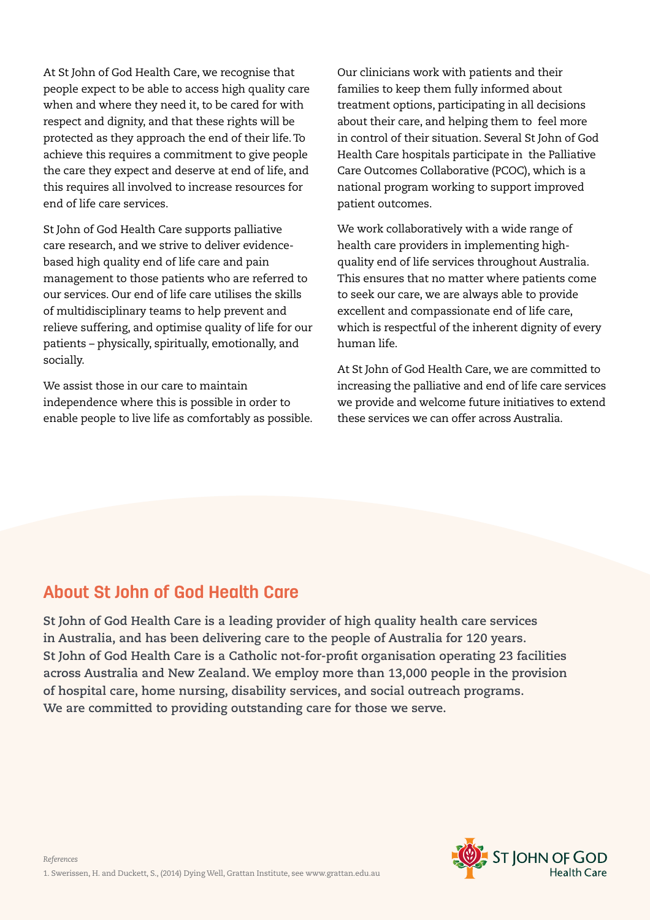At St John of God Health Care, we recognise that people expect to be able to access high quality care when and where they need it, to be cared for with respect and dignity, and that these rights will be protected as they approach the end of their life. To achieve this requires a commitment to give people the care they expect and deserve at end of life, and this requires all involved to increase resources for end of life care services.

St John of God Health Care supports palliative care research, and we strive to deliver evidence-based high quality end of life care and pain management to those patients who are referred to our services. Our end of life care utilises the skills of multidisciplinary teams to help prevent and relieve suffering, and optimise quality of life for our patients – physically, spiritually, emotionally, and socially.

We assist those in our care to maintain independence where this is possible in order to enable people to live life as comfortably as possible.

Our clinicians work with patients and their families to keep them fully informed about treatment options, participating in all decisions about their care, and helping them to feel more in control of their situation. Several St John of God Health Care hospitals participate in the Palliative Care Outcomes Collaborative (PCOC), which is a national program working to support improved patient outcomes.

We work collaboratively with a wide range of health care providers in implementing high-quality end of life services throughout Australia. This ensures that no matter where patients come to seek our care, we are always able to provide excellent and compassionate end of life care, which is respectful of the inherent dignity of every human life.

At St John of God Health Care, we are committed to increasing the palliative and end of life care services we provide and welcome future initiatives to extend these services we can offer across Australia.

## About St John of God Health Care

**St John of God Health Care is a leading provider of high quality health care services in Australia, and has been delivering care to the people of Australia for 120 years. St John of God Health Care is a Catholic not-for-profit organisation operating 23 facilities across Australia and New Zealand. We employ more than 13,000 people in the provision of hospital care, home nursing, disability services, and social outreach programs. We are committed to providing outstanding care for those we serve.**

*References*

1. Swerissen, H. and Duckett, S., (2014) Dying Well, Grattan Institute, see www.grattan.edu.au

ST JOHN OF GOD Health Care